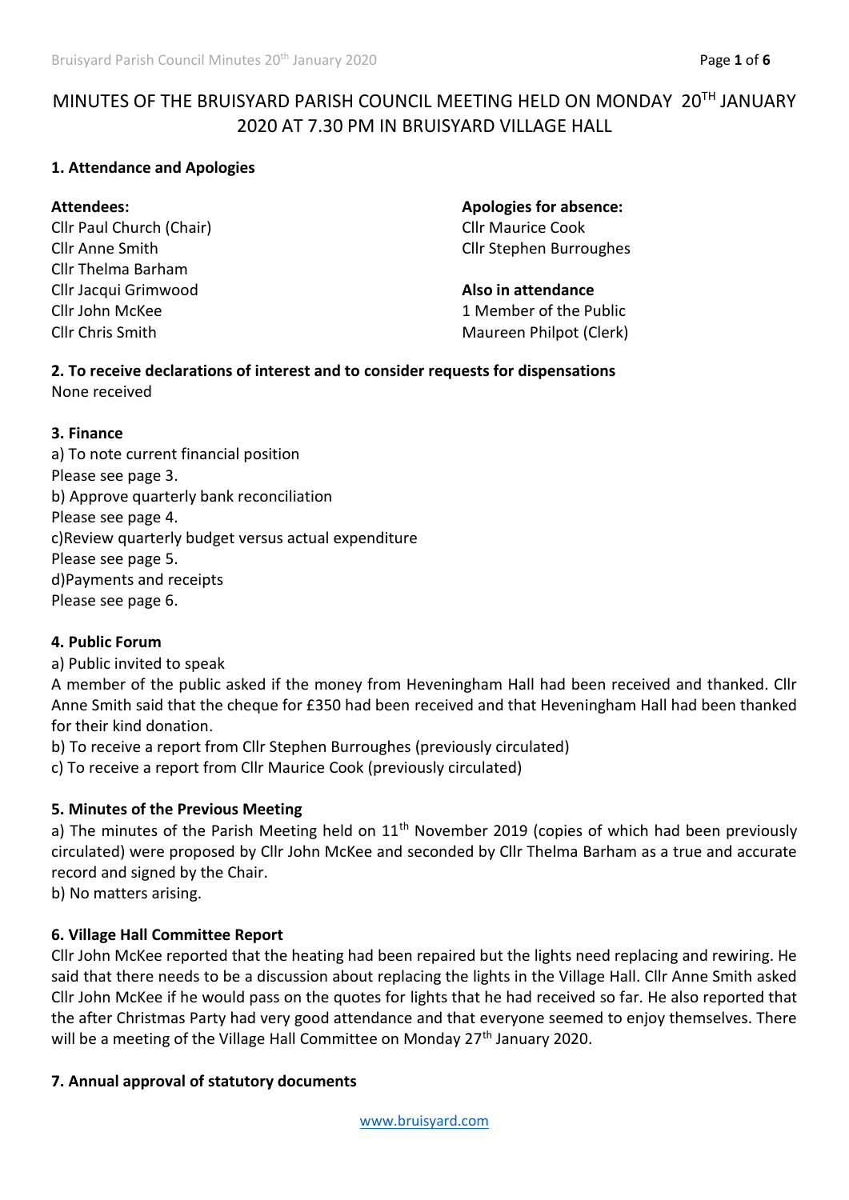# MINUTES OF THE BRUISYARD PARISH COUNCIL MEETING HELD ON MONDAY 20TH JANUARY 2020 AT 7.30 PM IN BRUISYARD VILLAGE HALL

**1. Attendance and Apologies**

**Attendees:**
Cllr Paul Church (Chair)
Cllr Anne Smith
Cllr Thelma Barham
Cllr Jacqui Grimwood
Cllr John McKee
Cllr Chris Smith

**Apologies for absence:**
Cllr Maurice Cook
Cllr Stephen Burroughes

**Also in attendance**
1 Member of the Public
Maureen Philpot (Clerk)

**2. To receive declarations of interest and to consider requests for dispensations**
None received

**3. Finance**
a) To note current financial position
Please see page 3.
b) Approve quarterly bank reconciliation
Please see page 4.
c)Review quarterly budget versus actual expenditure
Please see page 5.
d)Payments and receipts
Please see page 6.

**4. Public Forum**
a) Public invited to speak
A member of the public asked if the money from Heveningham Hall had been received and thanked. Cllr Anne Smith said that the cheque for £350 had been received and that Heveningham Hall had been thanked for their kind donation.
b) To receive a report from Cllr Stephen Burroughes (previously circulated)
c) To receive a report from Cllr Maurice Cook (previously circulated)

**5. Minutes of the Previous Meeting**
a) The minutes of the Parish Meeting held on 11th November 2019 (copies of which had been previously circulated) were proposed by Cllr John McKee and seconded by Cllr Thelma Barham as a true and accurate record and signed by the Chair.
b) No matters arising.

**6. Village Hall Committee Report**
Cllr John McKee reported that the heating had been repaired but the lights need replacing and rewiring. He said that there needs to be a discussion about replacing the lights in the Village Hall. Cllr Anne Smith asked Cllr John McKee if he would pass on the quotes for lights that he had received so far. He also reported that the after Christmas Party had very good attendance and that everyone seemed to enjoy themselves. There will be a meeting of the Village Hall Committee on Monday 27th January 2020.

**7. Annual approval of statutory documents**

www.bruisyard.com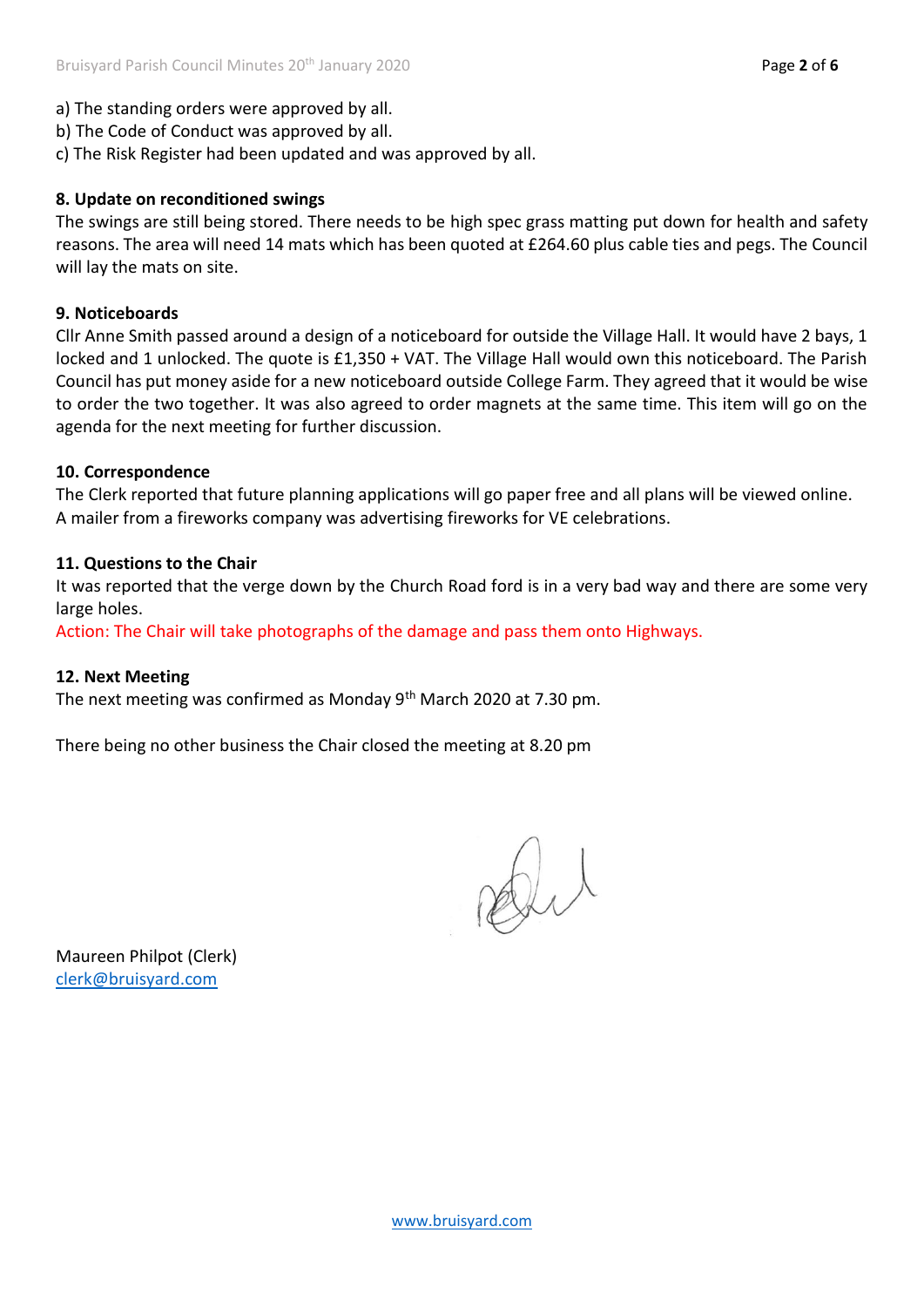a) The standing orders were approved by all.
b) The Code of Conduct was approved by all.
c) The Risk Register had been updated and was approved by all.

**8. Update on reconditioned swings**

The swings are still being stored. There needs to be high spec grass matting put down for health and safety reasons. The area will need 14 mats which has been quoted at £264.60 plus cable ties and pegs. The Council will lay the mats on site.

**9. Noticeboards**

Cllr Anne Smith passed around a design of a noticeboard for outside the Village Hall. It would have 2 bays, 1 locked and 1 unlocked. The quote is £1,350 + VAT. The Village Hall would own this noticeboard. The Parish Council has put money aside for a new noticeboard outside College Farm. They agreed that it would be wise to order the two together. It was also agreed to order magnets at the same time. This item will go on the agenda for the next meeting for further discussion.

**10. Correspondence**

The Clerk reported that future planning applications will go paper free and all plans will be viewed online.
A mailer from a fireworks company was advertising fireworks for VE celebrations.

**11. Questions to the Chair**

It was reported that the verge down by the Church Road ford is in a very bad way and there are some very large holes.
Action: The Chair will take photographs of the damage and pass them onto Highways.

**12. Next Meeting**

The next meeting was confirmed as Monday 9th March 2020 at 7.30 pm.

There being no other business the Chair closed the meeting at 8.20 pm

Maureen Philpot (Clerk)
clerk@bruisyard.com

www.bruisyard.com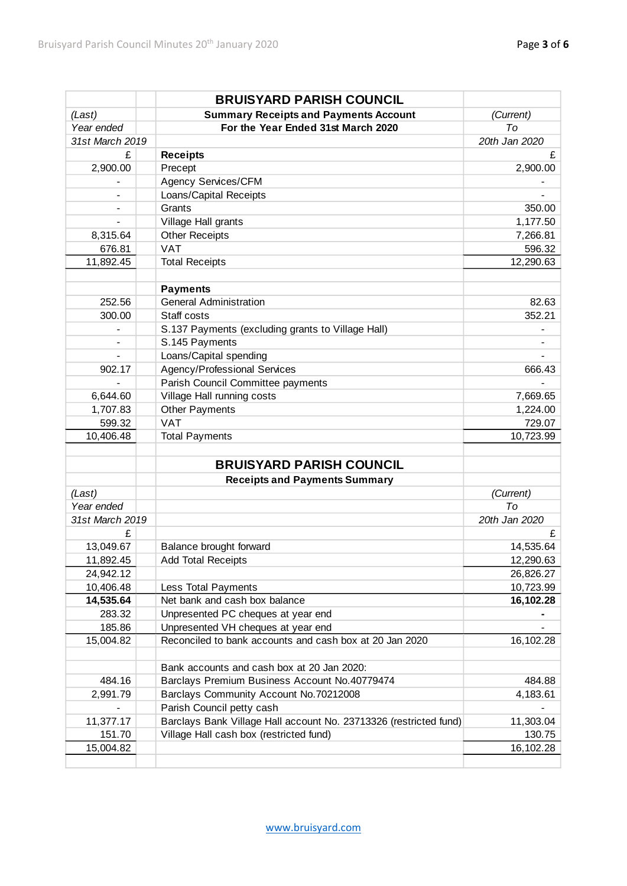| (Last) | | **BRUISYARD PARISH COUNCIL** | (Current) |
|---|---|---|---|
| *(Last)* | | **Summary Receipts and Payments Account** | *(Current)* |
| *Year ended* | | **For the Year Ended 31st March 2020** | *To* |
| *31st March 2019* | | | *20th Jan 2020* |
| £ | | **Receipts** | £ |
| 2,900.00 | | Precept | 2,900.00 |
| - | | Agency Services/CFM | - |
| - | | Loans/Capital Receipts | - |
| - | | Grants | 350.00 |
| - | | Village Hall grants | 1,177.50 |
| 8,315.64 | | Other Receipts | 7,266.81 |
| 676.81 | | VAT | 596.32 |
| 11,892.45 | | Total Receipts | 12,290.63 |
| | | | |
| | | **Payments** | |
| 252.56 | | General Administration | 82.63 |
| 300.00 | | Staff costs | 352.21 |
| - | | S.137 Payments (excluding grants to Village Hall) | - |
| - | | S.145 Payments | - |
| - | | Loans/Capital spending | - |
| 902.17 | | Agency/Professional Services | 666.43 |
| - | | Parish Council Committee payments | - |
| 6,644.60 | | Village Hall running costs | 7,669.65 |
| 1,707.83 | | Other Payments | 1,224.00 |
| 599.32 | | VAT | 729.07 |
| 10,406.48 | | Total Payments | 10,723.99 |

| (Last) | | **BRUISYARD PARISH COUNCIL** | (Current) |
|---|---|---|---|
| | | **Receipts and Payments Summary** | |
| *(Last)* | | | *(Current)* |
| *Year ended* | | | *To* |
| *31st March 2019* | | | *20th Jan 2020* |
| £ | | | £ |
| 13,049.67 | | Balance brought forward | 14,535.64 |
| 11,892.45 | | Add Total Receipts | 12,290.63 |
| 24,942.12 | | | 26,826.27 |
| 10,406.48 | | Less Total Payments | 10,723.99 |
| **14,535.64** | | Net bank and cash box balance | **16,102.28** |
| 283.32 | | Unpresented PC cheques at year end | **-** |
| 185.86 | | Unpresented VH cheques at year end | - |
| 15,004.82 | | Reconciled to bank accounts and cash box at 20 Jan 2020 | 16,102.28 |
| | | | |
| | | Bank accounts and cash box at 20 Jan 2020: | |
| 484.16 | | Barclays Premium Business Account No.40779474 | 484.88 |
| 2,991.79 | | Barclays Community Account No.70212008 | 4,183.61 |
| - | | Parish Council petty cash | - |
| 11,377.17 | | Barclays Bank Village Hall account No. 23713326 (restricted fund) | 11,303.04 |
| 151.70 | | Village Hall cash box (restricted fund) | 130.75 |
| 15,004.82 | | | 16,102.28 |

www.bruisyard.com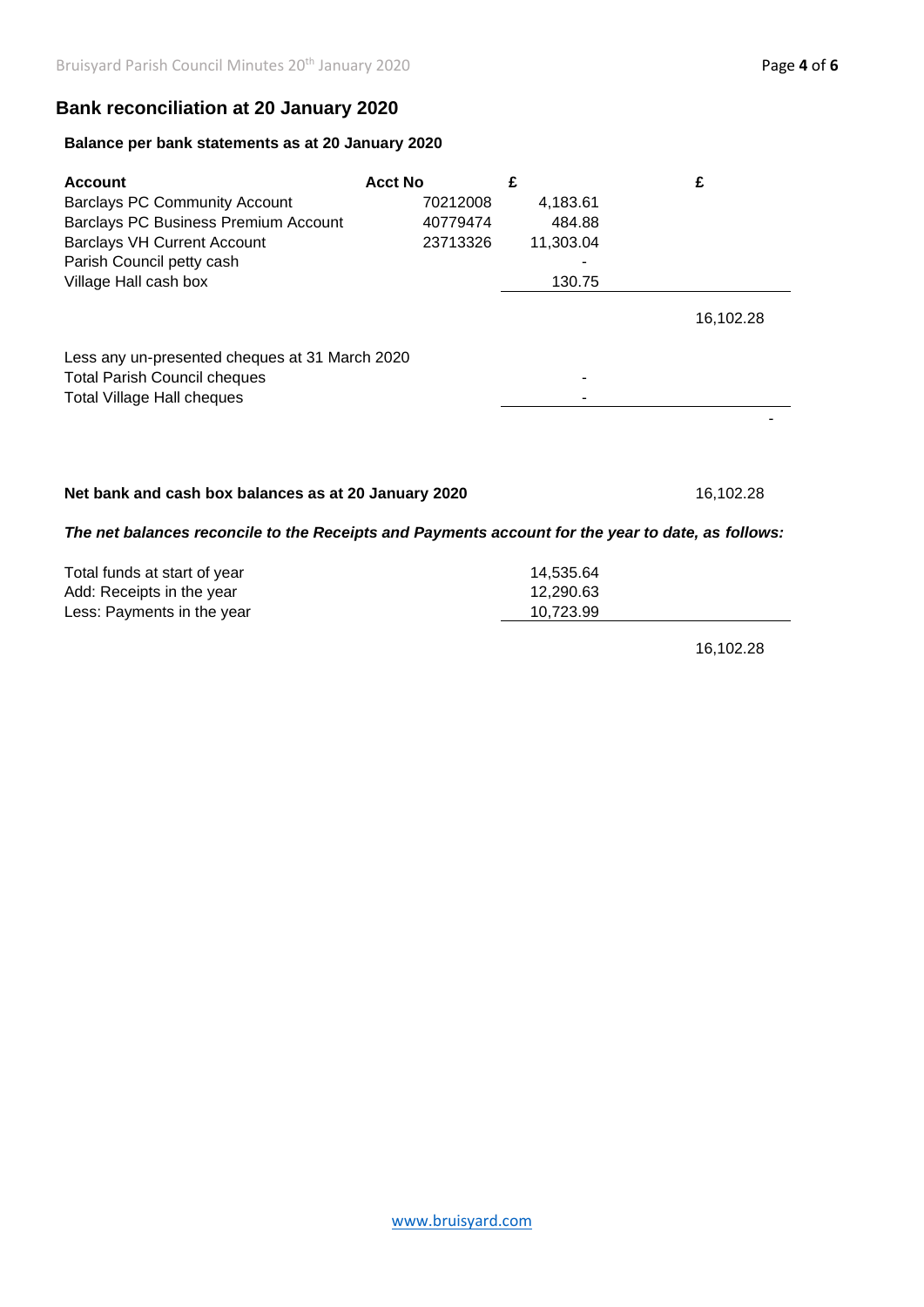## Bank reconciliation at 20 January 2020

### Balance per bank statements as at 20 January 2020

| Account | Acct No | £ | £ |
|---|---|---|---|
| Barclays PC Community Account | 70212008 | 4,183.61 | |
| Barclays PC Business Premium Account | 40779474 | 484.88 | |
| Barclays VH Current Account | 23713326 | 11,303.04 | |
| Parish Council petty cash | | - | |
| Village Hall cash box | | 130.75 | |
| | | | 16,102.28 |
| Less any un-presented cheques at 31 March 2020 | | | |
| Total Parish Council cheques | | - | |
| Total Village Hall cheques | | - | |
| | | | - |
| **Net bank and cash box balances as at 20 January 2020** | | | 16,102.28 |

***The net balances reconcile to the Receipts and Payments account for the year to date, as follows:***

| | | |
|---|---|---|
| Total funds at start of year | 14,535.64 | |
| Add: Receipts in the year | 12,290.63 | |
| Less: Payments in the year | 10,723.99 | |
| | | 16,102.28 |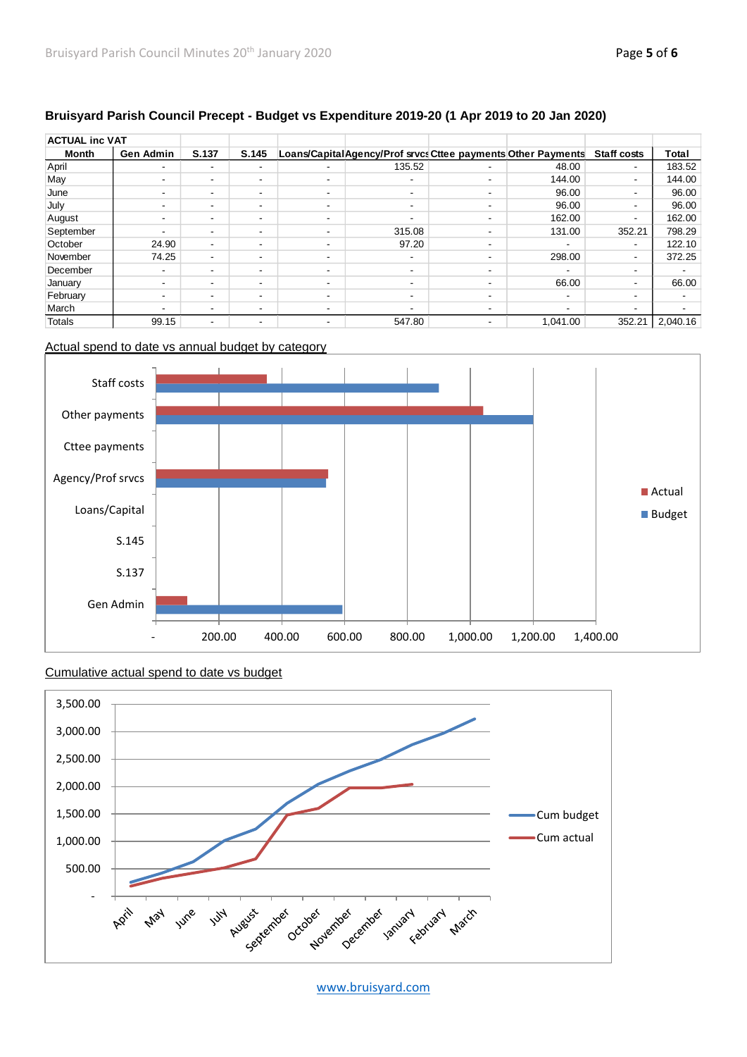### Bruisyard Parish Council Precept - Budget vs Expenditure 2019-20 (1 Apr 2019 to 20 Jan 2020)

| ACTUAL inc VAT | | | | | | | | | |
|---|---|---|---|---|---|---|---|---|---|
| **Month** | **Gen Admin** | **S.137** | **S.145** | **Loans/Capital** | **Agency/Prof srvcs** | **Cttee payments** | **Other Payments** | **Staff costs** | **Total** |
| April | - | - | - | - | 135.52 | - | 48.00 | - | 183.52 |
| May | - | - | - | - | - | - | 144.00 | - | 144.00 |
| June | - | - | - | - | - | - | 96.00 | - | 96.00 |
| July | - | - | - | - | - | - | 96.00 | - | 96.00 |
| August | - | - | - | - | - | - | 162.00 | - | 162.00 |
| September | - | - | - | - | 315.08 | - | 131.00 | 352.21 | 798.29 |
| October | 24.90 | - | - | - | 97.20 | - | - | - | 122.10 |
| November | 74.25 | - | - | - | - | - | 298.00 | - | 372.25 |
| December | - | - | - | - | - | - | - | - | - |
| January | - | - | - | - | - | - | 66.00 | - | 66.00 |
| February | - | - | - | - | - | - | - | - | - |
| March | - | - | - | - | - | - | - | - | - |
| Totals | 99.15 | - | - | - | 547.80 | - | 1,041.00 | 352.21 | 2,040.16 |

Actual spend to date vs annual budget by category

Cumulative actual spend to date vs budget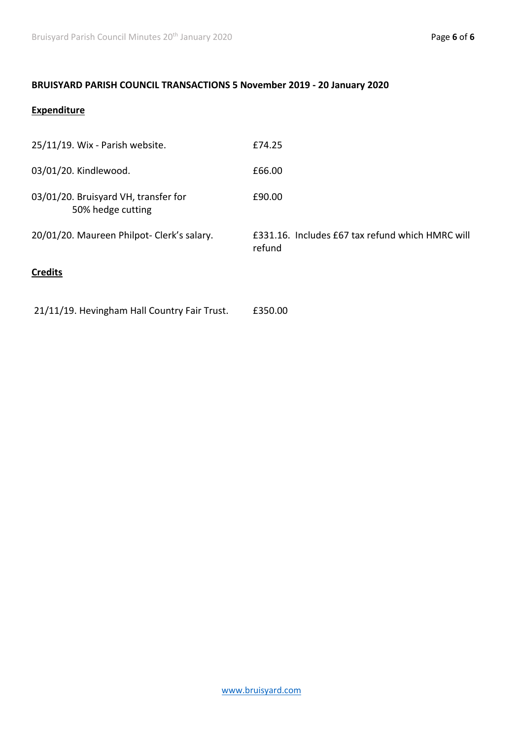**BRUISYARD PARISH COUNCIL TRANSACTIONS 5 November 2019 - 20 January 2020**

**Expenditure**

| | |
|---|---|
| 25/11/19. Wix - Parish website. | £74.25 |
| 03/01/20. Kindlewood. | £66.00 |
| 03/01/20. Bruisyard VH, transfer for 50% hedge cutting | £90.00 |
| 20/01/20. Maureen Philpot- Clerk's salary. | £331.16. Includes £67 tax refund which HMRC will refund |

**Credits**

| | |
|---|---|
| 21/11/19. Hevingham Hall Country Fair Trust. | £350.00 |

www.bruisyard.com